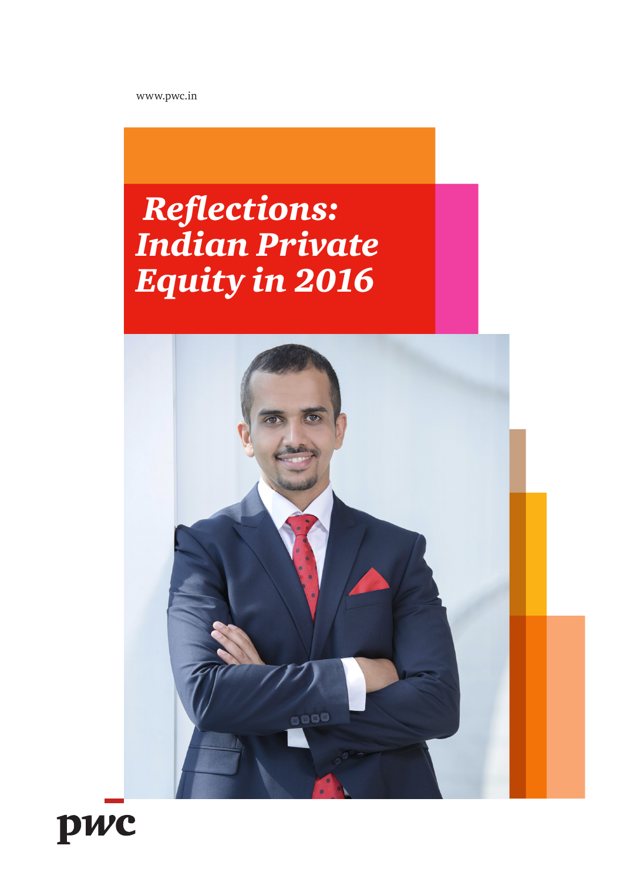www.pwc.in

# *Reflections: Indian Private Equity in 2016*

pwc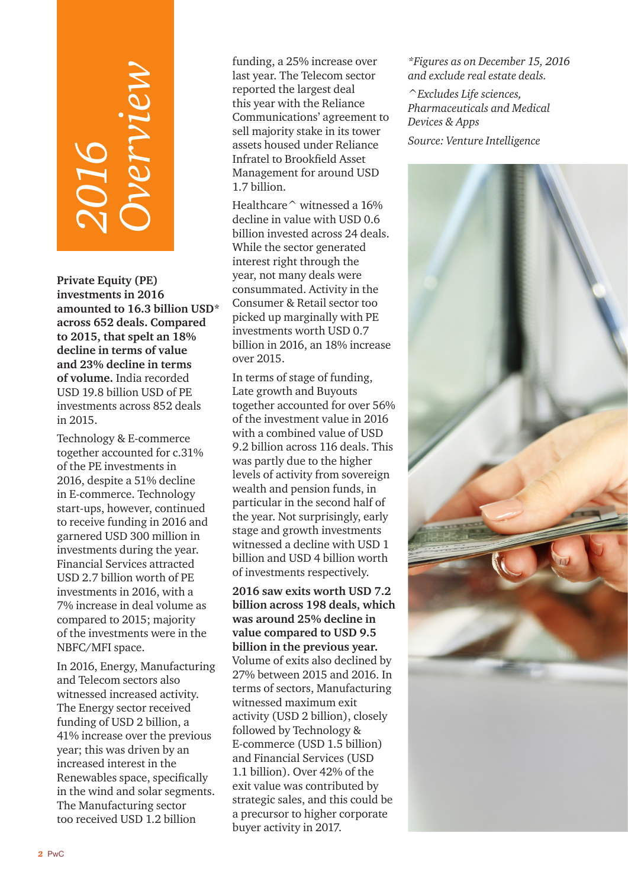# 2016 Overview

**Private Equity (PE) investments in 2016 amounted to 16.3 billion USD* across 652 deals. Compared to 2015, that spelt an 18% decline in terms of value and 23% decline in terms of volume.** India recorded USD 19.8 billion USD of PE investments across 852 deals in 2015.

Technology & E-commerce together accounted for c.31% of the PE investments in 2016, despite a 51% decline in E-commerce. Technology start-ups, however, continued to receive funding in 2016 and garnered USD 300 million in investments during the year. Financial Services attracted USD 2.7 billion worth of PE investments in 2016, with a 7% increase in deal volume as compared to 2015; majority of the investments were in the NBFC/MFI space.

In 2016, Energy, Manufacturing and Telecom sectors also witnessed increased activity. The Energy sector received funding of USD 2 billion, a 41% increase over the previous year; this was driven by an increased interest in the Renewables space, specifically in the wind and solar segments. The Manufacturing sector too received USD 1.2 billion funding, a 25% increase over last year. The Telecom sector reported the largest deal this year with the Reliance Communications' agreement to sell majority stake in its tower assets housed under Reliance Infratel to Brookfield Asset Management for around USD 1.7 billion.

Healthcare^ witnessed a 16% decline in value with USD 0.6 billion invested across 24 deals. While the sector generated interest right through the year, not many deals were consummated. Activity in the Consumer & Retail sector too picked up marginally with PE investments worth USD 0.7 billion in 2016, an 18% increase over 2015.

In terms of stage of funding, Late growth and Buyouts together accounted for over 56% of the investment value in 2016 with a combined value of USD 9.2 billion across 116 deals. This was partly due to the higher levels of activity from sovereign wealth and pension funds, in particular in the second half of the year. Not surprisingly, early stage and growth investments witnessed a decline with USD 1 billion and USD 4 billion worth of investments respectively.

**2016 saw exits worth USD 7.2 billion across 198 deals, which was around 25% decline in value compared to USD 9.5 billion in the previous year.** Volume of exits also declined by 27% between 2015 and 2016. In terms of sectors, Manufacturing witnessed maximum exit activity (USD 2 billion), closely followed by Technology & E-commerce (USD 1.5 billion) and Financial Services (USD 1.1 billion). Over 42% of the exit value was contributed by strategic sales, and this could be a precursor to higher corporate buyer activity in 2017.

*\*Figures as on December 15, 2016 and exclude real estate deals.*

*^Excludes Life sciences, Pharmaceuticals and Medical Devices & Apps*

*Source: Venture Intelligence*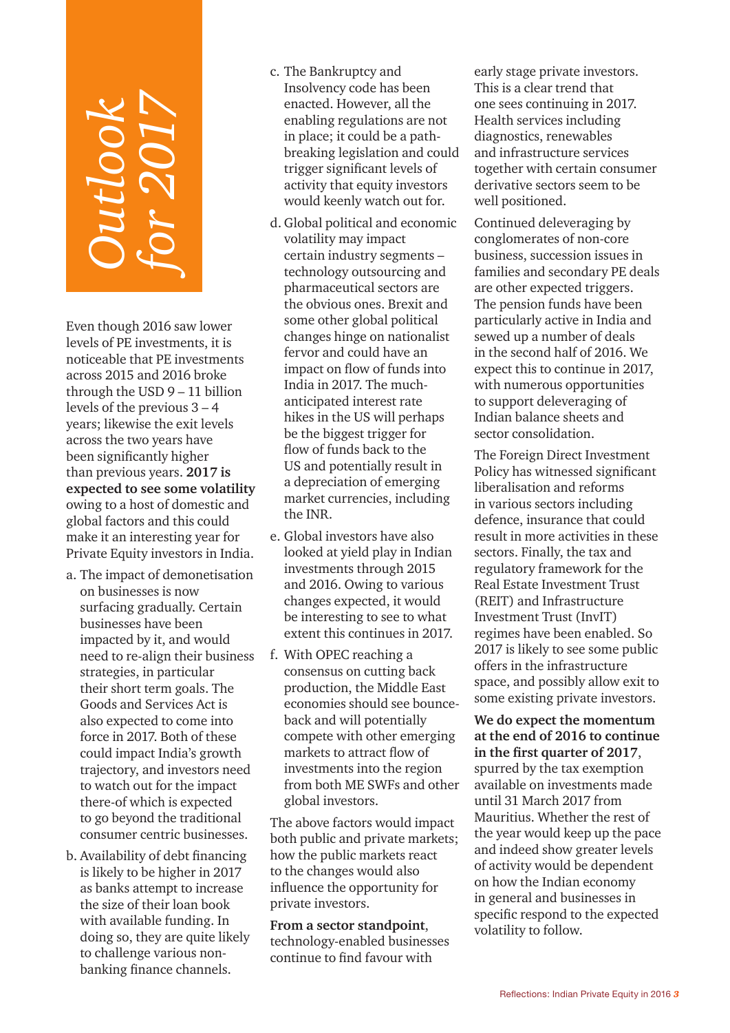# *Outlook for 2017*

Even though 2016 saw lower levels of PE investments, it is noticeable that PE investments across 2015 and 2016 broke through the USD 9 – 11 billion levels of the previous 3 – 4 years; likewise the exit levels across the two years have been significantly higher than previous years. **2017 is expected to see some volatility** owing to a host of domestic and global factors and this could make it an interesting year for Private Equity investors in India.

a. The impact of demonetisation on businesses is now surfacing gradually. Certain businesses have been impacted by it, and would need to re-align their business strategies, in particular their short term goals. The Goods and Services Act is also expected to come into force in 2017. Both of these could impact India's growth trajectory, and investors need to watch out for the impact there-of which is expected to go beyond the traditional consumer centric businesses.

b. Availability of debt financing is likely to be higher in 2017 as banks attempt to increase the size of their loan book with available funding. In doing so, they are quite likely to challenge various non-banking finance channels.

c. The Bankruptcy and Insolvency code has been enacted. However, all the enabling regulations are not in place; it could be a path-breaking legislation and could trigger significant levels of activity that equity investors would keenly watch out for.

d. Global political and economic volatility may impact certain industry segments – technology outsourcing and pharmaceutical sectors are the obvious ones. Brexit and some other global political changes hinge on nationalist fervor and could have an impact on flow of funds into India in 2017. The much-anticipated interest rate hikes in the US will perhaps be the biggest trigger for flow of funds back to the US and potentially result in a depreciation of emerging market currencies, including the INR.

e. Global investors have also looked at yield play in Indian investments through 2015 and 2016. Owing to various changes expected, it would be interesting to see to what extent this continues in 2017.

f. With OPEC reaching a consensus on cutting back production, the Middle East economies should see bounce-back and will potentially compete with other emerging markets to attract flow of investments into the region from both ME SWFs and other global investors.

The above factors would impact both public and private markets; how the public markets react to the changes would also influence the opportunity for private investors.

**From a sector standpoint**, technology-enabled businesses continue to find favour with early stage private investors. This is a clear trend that one sees continuing in 2017. Health services including diagnostics, renewables and infrastructure services together with certain consumer derivative sectors seem to be well positioned.

Continued deleveraging by conglomerates of non-core business, succession issues in families and secondary PE deals are other expected triggers. The pension funds have been particularly active in India and sewed up a number of deals in the second half of 2016. We expect this to continue in 2017, with numerous opportunities to support deleveraging of Indian balance sheets and sector consolidation.

The Foreign Direct Investment Policy has witnessed significant liberalisation and reforms in various sectors including defence, insurance that could result in more activities in these sectors. Finally, the tax and regulatory framework for the Real Estate Investment Trust (REIT) and Infrastructure Investment Trust (InvIT) regimes have been enabled. So 2017 is likely to see some public offers in the infrastructure space, and possibly allow exit to some existing private investors.

**We do expect the momentum at the end of 2016 to continue in the first quarter of 2017**, spurred by the tax exemption available on investments made until 31 March 2017 from Mauritius. Whether the rest of the year would keep up the pace and indeed show greater levels of activity would be dependent on how the Indian economy in general and businesses in specific respond to the expected volatility to follow.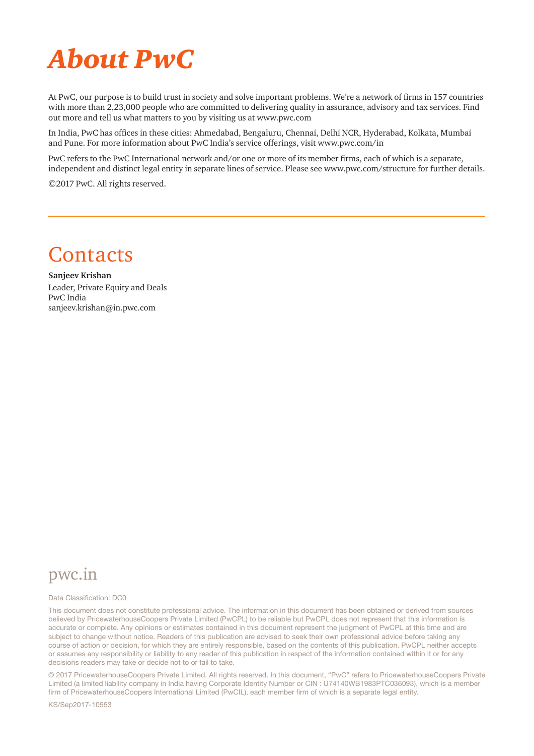# *About PwC*

At PwC, our purpose is to build trust in society and solve important problems. We're a network of firms in 157 countries with more than 2,23,000 people who are committed to delivering quality in assurance, advisory and tax services. Find out more and tell us what matters to you by visiting us at www.pwc.com

In India, PwC has offices in these cities: Ahmedabad, Bengaluru, Chennai, Delhi NCR, Hyderabad, Kolkata, Mumbai and Pune. For more information about PwC India's service offerings, visit www.pwc.com/in

PwC refers to the PwC International network and/or one or more of its member firms, each of which is a separate, independent and distinct legal entity in separate lines of service. Please see www.pwc.com/structure for further details.

©2017 PwC. All rights reserved.

## Contacts

**Sanjeev Krishan**
Leader, Private Equity and Deals
PwC India
sanjeev.krishan@in.pwc.com

pwc.in

Data Classification: DC0

This document does not constitute professional advice. The information in this document has been obtained or derived from sources believed by PricewaterhouseCoopers Private Limited (PwCPL) to be reliable but PwCPL does not represent that this information is accurate or complete. Any opinions or estimates contained in this document represent the judgment of PwCPL at this time and are subject to change without notice. Readers of this publication are advised to seek their own professional advice before taking any course of action or decision, for which they are entirely responsible, based on the contents of this publication. PwCPL neither accepts or assumes any responsibility or liability to any reader of this publication in respect of the information contained within it or for any decisions readers may take or decide not to or fail to take.

© 2017 PricewaterhouseCoopers Private Limited. All rights reserved. In this document, "PwC" refers to PricewaterhouseCoopers Private Limited (a limited liability company in India having Corporate Identity Number or CIN : U74140WB1983PTC036093), which is a member firm of PricewaterhouseCoopers International Limited (PwCIL), each member firm of which is a separate legal entity.

KS/Sep2017-10553